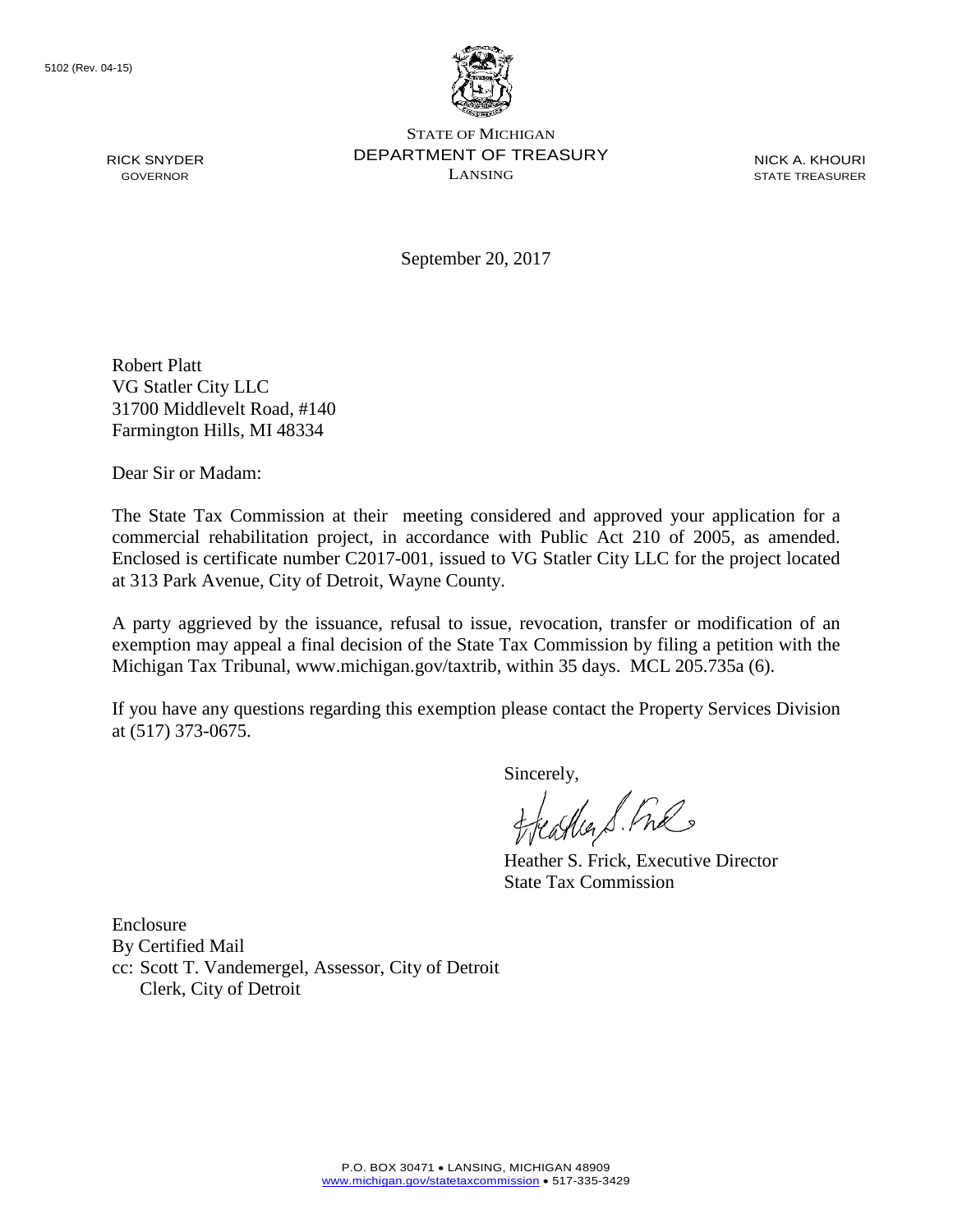5102 (Rev. 04-15)

STATE OF MICHIGAN
DEPARTMENT OF TREASURY
LANSING

RICK SNYDER
GOVERNOR

NICK A. KHOURI
STATE TREASURER

September 20, 2017

Robert Platt
VG Statler City LLC
31700 Middlevelt Road, #140
Farmington Hills, MI 48334

Dear Sir or Madam:

The State Tax Commission at their meeting considered and approved your application for a commercial rehabilitation project, in accordance with Public Act 210 of 2005, as amended. Enclosed is certificate number C2017-001, issued to VG Statler City LLC for the project located at 313 Park Avenue, City of Detroit, Wayne County.

A party aggrieved by the issuance, refusal to issue, revocation, transfer or modification of an exemption may appeal a final decision of the State Tax Commission by filing a petition with the Michigan Tax Tribunal, www.michigan.gov/taxtrib, within 35 days. MCL 205.735a (6).

If you have any questions regarding this exemption please contact the Property Services Division at (517) 373-0675.

Sincerely,

Heather S. Frick, Executive Director
State Tax Commission

Enclosure
By Certified Mail
cc: Scott T. Vandemergel, Assessor, City of Detroit
Clerk, City of Detroit

P.O. BOX 30471 • LANSING, MICHIGAN 48909
www.michigan.gov/statetaxcommission • 517-335-3429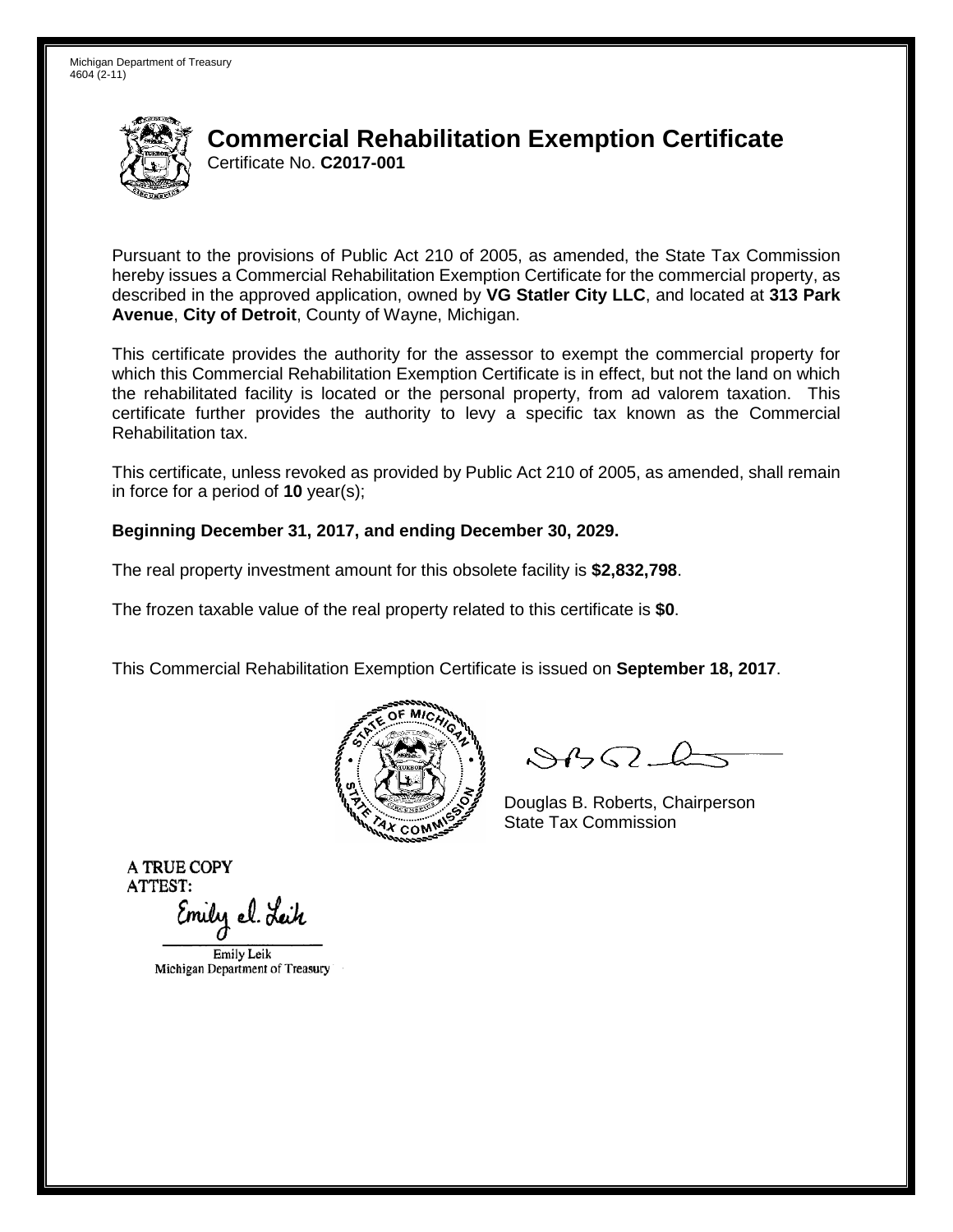Michigan Department of Treasury
4604 (2-11)

# Commercial Rehabilitation Exemption Certificate

Certificate No. **C2017-001**

Pursuant to the provisions of Public Act 210 of 2005, as amended, the State Tax Commission hereby issues a Commercial Rehabilitation Exemption Certificate for the commercial property, as described in the approved application, owned by **VG Statler City LLC**, and located at **313 Park Avenue**, **City of Detroit**, County of Wayne, Michigan.

This certificate provides the authority for the assessor to exempt the commercial property for which this Commercial Rehabilitation Exemption Certificate is in effect, but not the land on which the rehabilitated facility is located or the personal property, from ad valorem taxation. This certificate further provides the authority to levy a specific tax known as the Commercial Rehabilitation tax.

This certificate, unless revoked as provided by Public Act 210 of 2005, as amended, shall remain in force for a period of **10** year(s);

**Beginning December 31, 2017, and ending December 30, 2029.**

The real property investment amount for this obsolete facility is **$2,832,798**.

The frozen taxable value of the real property related to this certificate is **$0**.

This Commercial Rehabilitation Exemption Certificate is issued on **September 18, 2017**.

Douglas B. Roberts, Chairperson
State Tax Commission

A TRUE COPY
ATTEST:

Emily Leik
Michigan Department of Treasury